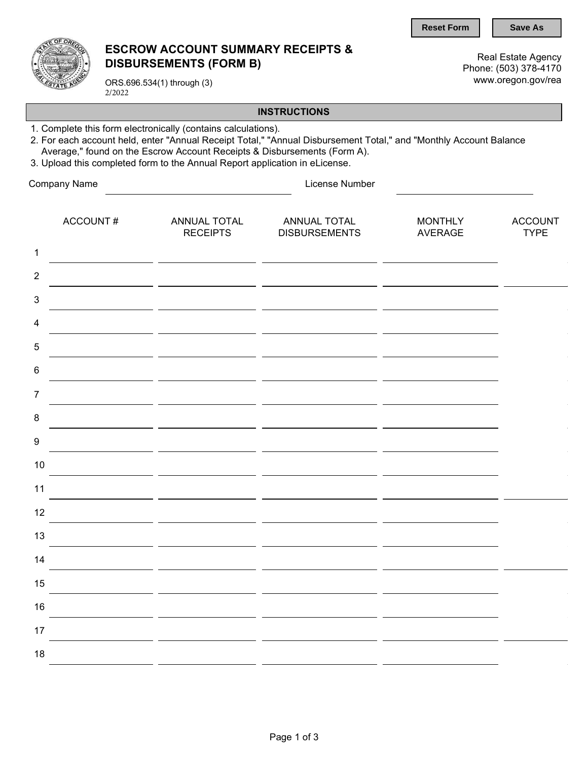Reset Form | Save As

# ESCROW ACCOUNT SUMMARY RECEIPTS & DISBURSEMENTS (FORM B)

ORS.696.534(1) through (3)
2/2022

Real Estate Agency
Phone: (503) 378-4170
www.oregon.gov/rea

## INSTRUCTIONS

1. Complete this form electronically (contains calculations).
2. For each account held, enter "Annual Receipt Total," "Annual Disbursement Total," and "Monthly Account Balance Average," found on the Escrow Account Receipts & Disbursements (Form A).
3. Upload this completed form to the Annual Report application in eLicense.

Company Name ______________________ License Number ______________________

| | ACCOUNT # | ANNUAL TOTAL RECEIPTS | ANNUAL TOTAL DISBURSEMENTS | MONTHLY AVERAGE | ACCOUNT TYPE |
|---|---|---|---|---|---|
| 1 | | | | | |
| 2 | | | | | |
| 3 | | | | | |
| 4 | | | | | |
| 5 | | | | | |
| 6 | | | | | |
| 7 | | | | | |
| 8 | | | | | |
| 9 | | | | | |
| 10 | | | | | |
| 11 | | | | | |
| 12 | | | | | |
| 13 | | | | | |
| 14 | | | | | |
| 15 | | | | | |
| 16 | | | | | |
| 17 | | | | | |
| 18 | | | | | |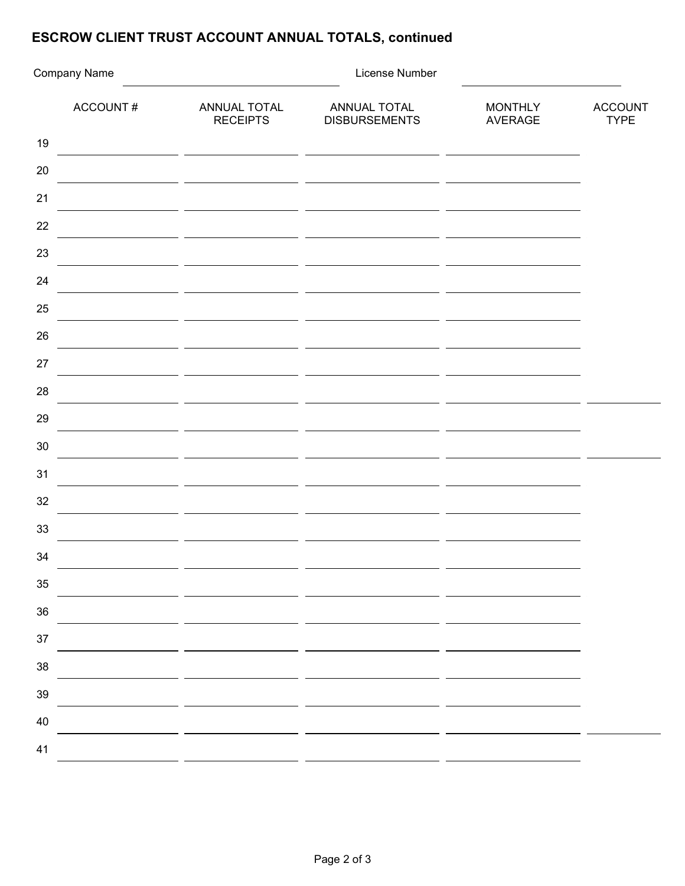## ESCROW CLIENT TRUST ACCOUNT ANNUAL TOTALS, continued

Company Name \_\_\_\_\_\_\_\_\_\_\_\_\_\_\_\_\_\_\_\_\_\_\_\_\_\_\_\_\_\_ License Number \_\_\_\_\_\_\_\_\_\_\_\_\_\_\_\_\_\_\_\_\_\_

| | ACCOUNT # | ANNUAL TOTAL RECEIPTS | ANNUAL TOTAL DISBURSEMENTS | MONTHLY AVERAGE | ACCOUNT TYPE |
|---|---|---|---|---|---|
| 19 | | | | | |
| 20 | | | | | |
| 21 | | | | | |
| 22 | | | | | |
| 23 | | | | | |
| 24 | | | | | |
| 25 | | | | | |
| 26 | | | | | |
| 27 | | | | | |
| 28 | | | | | |
| 29 | | | | | |
| 30 | | | | | |
| 31 | | | | | |
| 32 | | | | | |
| 33 | | | | | |
| 34 | | | | | |
| 35 | | | | | |
| 36 | | | | | |
| 37 | | | | | |
| 38 | | | | | |
| 39 | | | | | |
| 40 | | | | | |
| 41 | | | | | |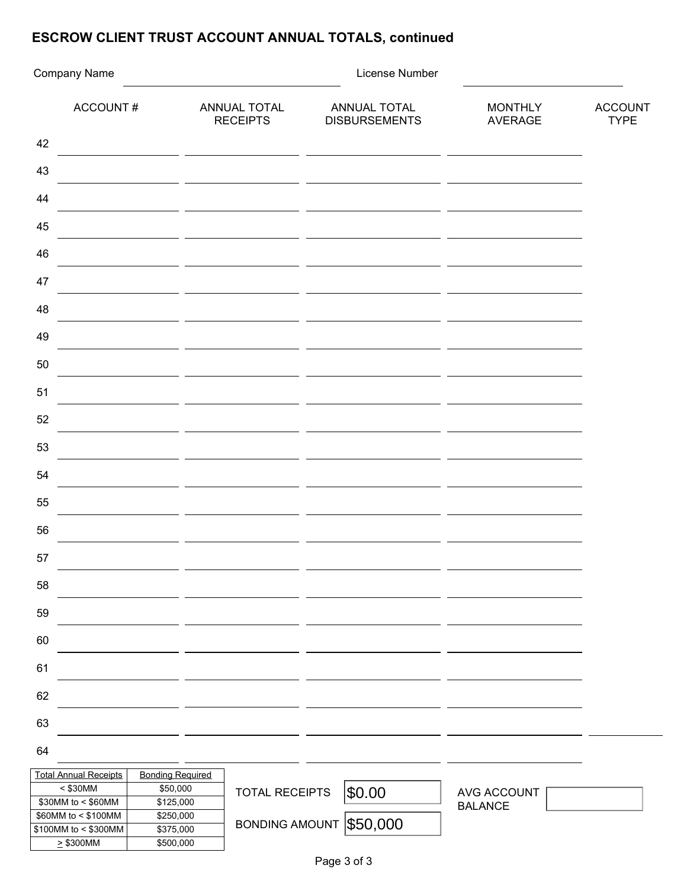## ESCROW CLIENT TRUST ACCOUNT ANNUAL TOTALS, continued

Company Name ______________________ License Number ______________________

| | ACCOUNT # | ANNUAL TOTAL RECEIPTS | ANNUAL TOTAL DISBURSEMENTS | MONTHLY AVERAGE | ACCOUNT TYPE |
|---|---|---|---|---|---|
| 42 | | | | | |
| 43 | | | | | |
| 44 | | | | | |
| 45 | | | | | |
| 46 | | | | | |
| 47 | | | | | |
| 48 | | | | | |
| 49 | | | | | |
| 50 | | | | | |
| 51 | | | | | |
| 52 | | | | | |
| 53 | | | | | |
| 54 | | | | | |
| 55 | | | | | |
| 56 | | | | | |
| 57 | | | | | |
| 58 | | | | | |
| 59 | | | | | |
| 60 | | | | | |
| 61 | | | | | |
| 62 | | | | | |
| 63 | | | | | |
| 64 | | | | | |

| Total Annual Receipts | Bonding Required |
|---|---|
| < $30MM | $50,000 |
| $30MM to < $60MM | $125,000 |
| $60MM to < $100MM | $250,000 |
| $100MM to < $300MM | $375,000 |
| ≥ $300MM | $500,000 |

TOTAL RECEIPTS $0.00

BONDING AMOUNT $50,000

AVG ACCOUNT BALANCE